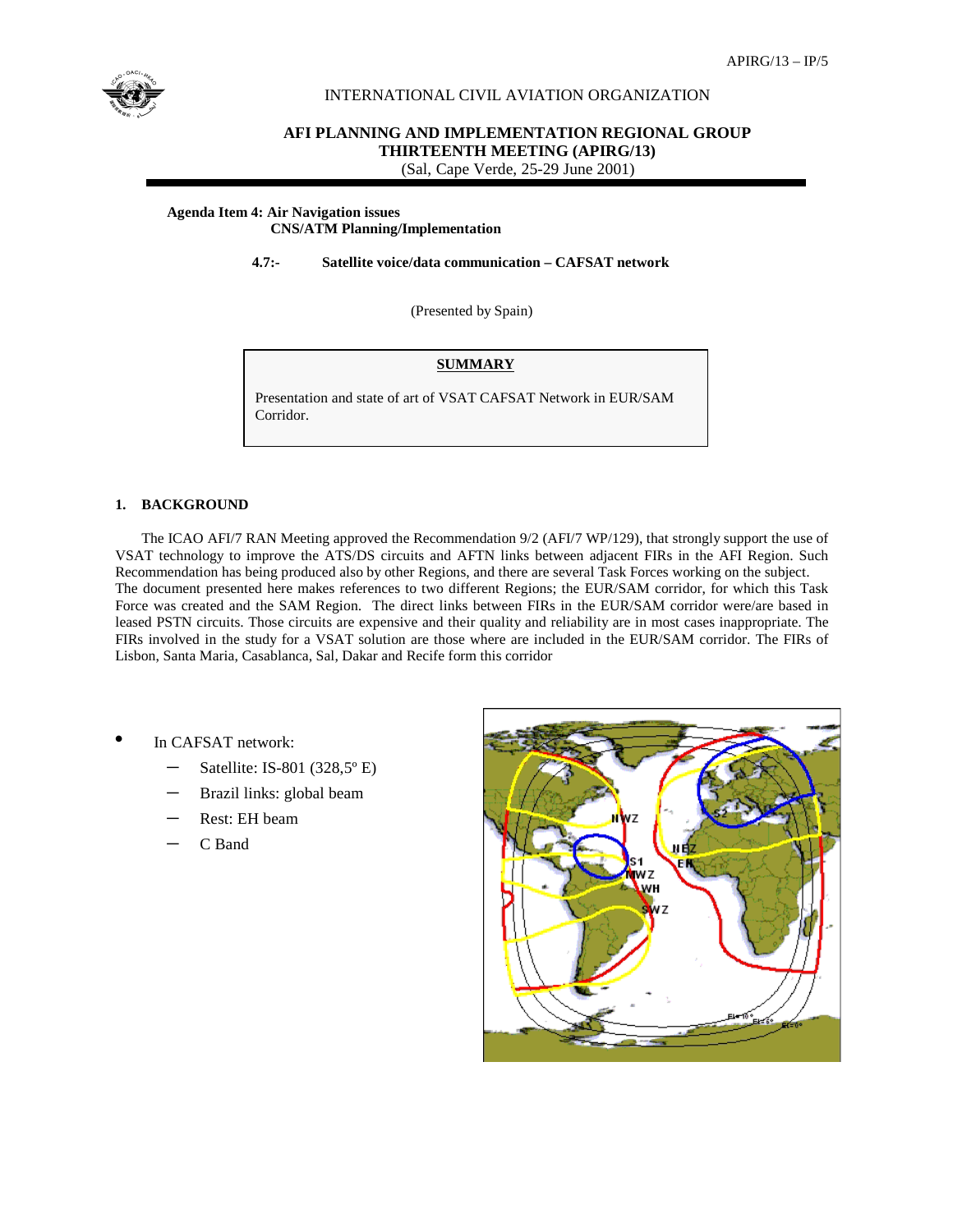APIRG/13 – IP/5

INTERNATIONAL CIVIL AVIATION ORGANIZATION

**AFI PLANNING AND IMPLEMENTATION REGIONAL GROUP**
**THIRTEENTH MEETING (APIRG/13)**
(Sal, Cape Verde, 25-29 June 2001)

**Agenda Item 4: Air Navigation issues**
**CNS/ATM Planning/Implementation**

**4.7:- Satellite voice/data communication – CAFSAT network**

(Presented by Spain)

**SUMMARY**

Presentation and state of art of VSAT CAFSAT Network in EUR/SAM Corridor.

## 1. BACKGROUND

The ICAO AFI/7 RAN Meeting approved the Recommendation 9/2 (AFI/7 WP/129), that strongly support the use of VSAT technology to improve the ATS/DS circuits and AFTN links between adjacent FIRs in the AFI Region. Such Recommendation has being produced also by other Regions, and there are several Task Forces working on the subject. The document presented here makes references to two different Regions; the EUR/SAM corridor, for which this Task Force was created and the SAM Region. The direct links between FIRs in the EUR/SAM corridor were/are based in leased PSTN circuits. Those circuits are expensive and their quality and reliability are in most cases inappropriate. The FIRs involved in the study for a VSAT solution are those where are included in the EUR/SAM corridor. The FIRs of Lisbon, Santa Maria, Casablanca, Sal, Dakar and Recife form this corridor

- In CAFSAT network:
  - Satellite: IS-801 (328,5º E)
  - Brazil links: global beam
  - Rest: EH beam
  - C Band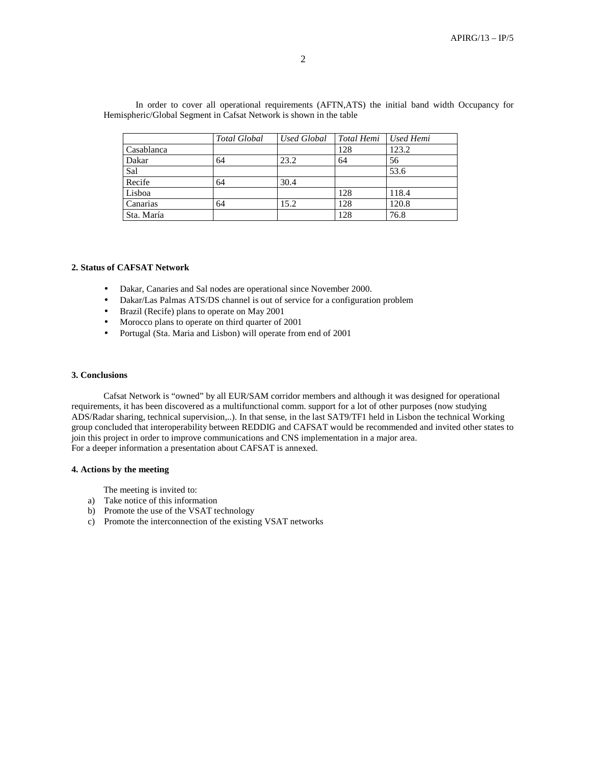In order to cover all operational requirements (AFTN,ATS) the initial band width Occupancy for Hemispheric/Global Segment in Cafsat Network is shown in the table

| | *Total Global* | *Used Global* | *Total Hemi* | *Used Hemi* |
|---|---|---|---|---|
| Casablanca | | | 128 | 123.2 |
| Dakar | 64 | 23.2 | 64 | 56 |
| Sal | | | | 53.6 |
| Recife | 64 | 30.4 | | |
| Lisboa | | | 128 | 118.4 |
| Canarias | 64 | 15.2 | 128 | 120.8 |
| Sta. María | | | 128 | 76.8 |

**2. Status of CAFSAT Network**

- Dakar, Canaries and Sal nodes are operational since November 2000.
- Dakar/Las Palmas ATS/DS channel is out of service for a configuration problem
- Brazil (Recife) plans to operate on May 2001
- Morocco plans to operate on third quarter of 2001
- Portugal (Sta. Maria and Lisbon) will operate from end of 2001

**3. Conclusions**

Cafsat Network is "owned" by all EUR/SAM corridor members and although it was designed for operational requirements, it has been discovered as a multifunctional comm. support for a lot of other purposes (now studying ADS/Radar sharing, technical supervision,..). In that sense, in the last SAT9/TF1 held in Lisbon the technical Working group concluded that interoperability between REDDIG and CAFSAT would be recommended and invited other states to join this project in order to improve communications and CNS implementation in a major area.
For a deeper information a presentation about CAFSAT is annexed.

**4. Actions by the meeting**

The meeting is invited to:

a) Take notice of this information
b) Promote the use of the VSAT technology
c) Promote the interconnection of the existing VSAT networks